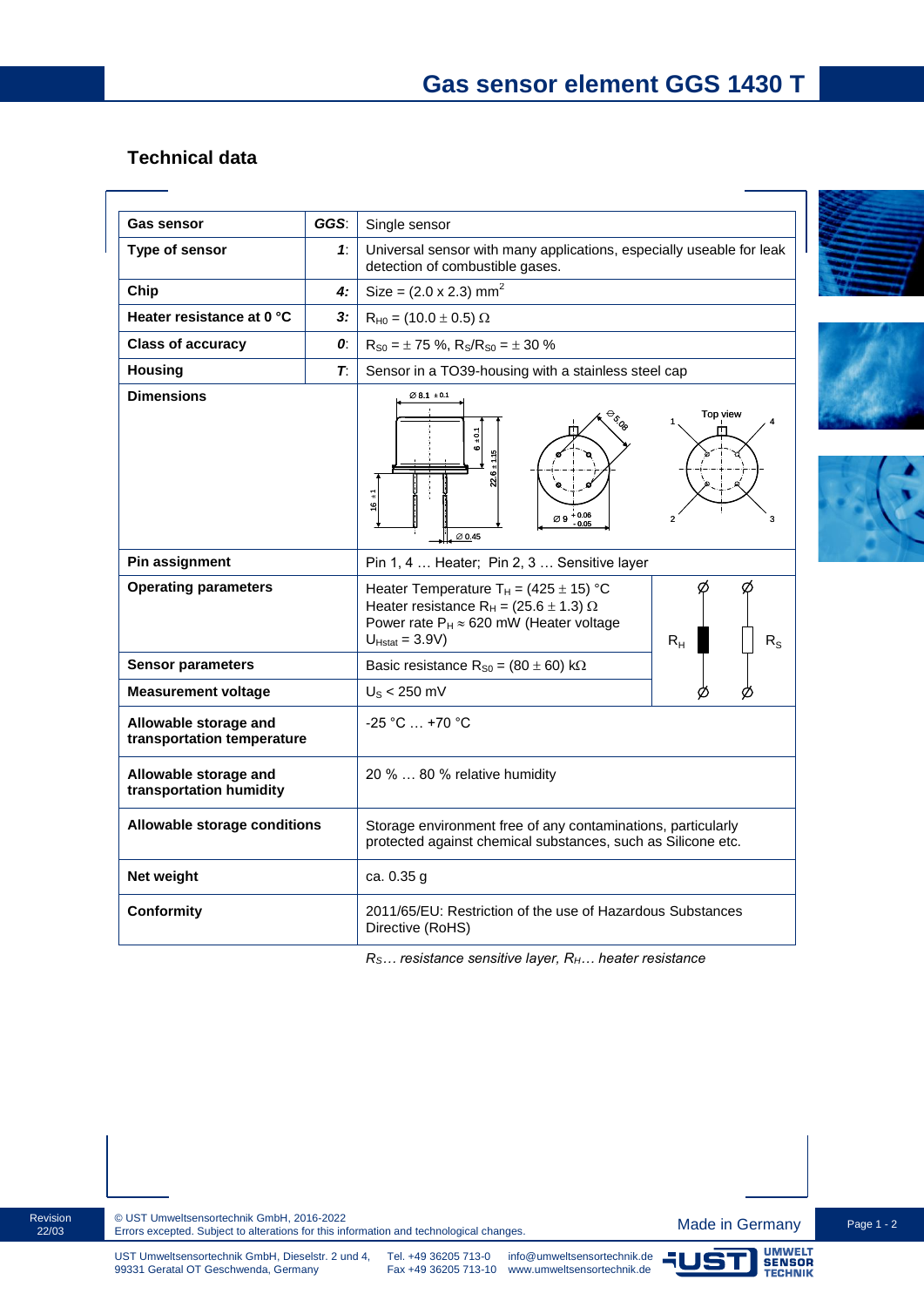# Gas sensor element GGS 1430 T

## Technical data

| | | |
|---|---|---|
| **Gas sensor** | ***GGS*:** | Single sensor |
| **Type of sensor** | ***1*:** | Universal sensor with many applications, especially useable for leak detection of combustible gases. |
| **Chip** | ***4:*** | Size = (2.0 x 2.3) $mm^2$ |
| **Heater resistance at 0 °C** | ***3:*** | $R_{H0} = (10.0 \pm 0.5)\ \Omega$ |
| **Class of accuracy** | ***0*:** | $R_{S0} = \pm 75\ \%$, $R_S/R_{S0} = \pm 30\ \%$ |
| **Housing** | ***T*:** | Sensor in a TO39-housing with a stainless steel cap |
| **Dimensions** | | Ø 8.1 ±0.1; 6 ±0.1; 22.6 ±1.15; 16 ±1; Ø 0.45; Ø 5.08; Ø 9 +0.06/−0.05; Top view: pins 1, 2, 3, 4 |
| **Pin assignment** | | Pin 1, 4 … Heater; Pin 2, 3 … Sensitive layer |
| **Operating parameters** | | Heater Temperature $T_H = (425 \pm 15)$ °C<br>Heater resistance $R_H = (25.6 \pm 1.3)\ \Omega$<br>Power rate $P_H \approx 620$ mW (Heater voltage $U_{Hstat} = 3.9V$) |
| **Sensor parameters** | | Basic resistance $R_{S0} = (80 \pm 60)$ kΩ |
| **Measurement voltage** | | $U_S < 250$ mV |
| **Allowable storage and transportation temperature** | | -25 °C … +70 °C |
| **Allowable storage and transportation humidity** | | 20 % … 80 % relative humidity |
| **Allowable storage conditions** | | Storage environment free of any contaminations, particularly protected against chemical substances, such as Silicone etc. |
| **Net weight** | | ca. 0.35 g |
| **Conformity** | | 2011/65/EU: Restriction of the use of Hazardous Substances Directive (RoHS) |

*$R_S$… resistance sensitive layer, $R_H$… heater resistance*

Revision 22/03

© UST Umweltsensortechnik GmbH, 2016-2022
Errors excepted. Subject to alterations for this information and technological changes.

Made in Germany

UST Umweltsensortechnik GmbH, Dieselstr. 2 und 4, 99331 Geratal OT Geschwenda, Germany
Tel. +49 36205 713-0
Fax +49 36205 713-10
info@umweltsensortechnik.de
www.umweltsensortechnik.de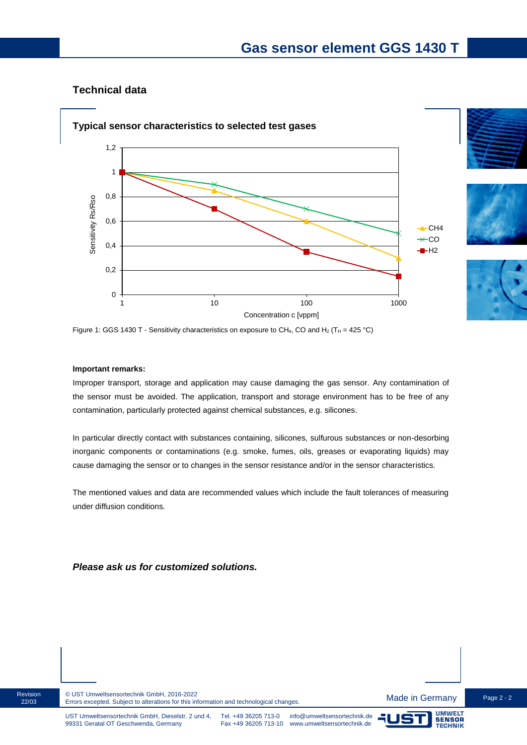# Gas sensor element GGS 1430 T

## Technical data

### Typical sensor characteristics to selected test gases

Sensitivity Rs/Rso

1,2
1
0,8
0,6
0,4
0,2
0

1
10
100
1000

Concentration c [vppm]

CH4
CO
H2

Figure 1: GGS 1430 T - Sensitivity characteristics on exposure to $CH_4$, CO and $H_2$ ($T_H$ = 425 °C)

**Important remarks:**

Improper transport, storage and application may cause damaging the gas sensor. Any contamination of the sensor must be avoided. The application, transport and storage environment has to be free of any contamination, particularly protected against chemical substances, e.g. silicones.

In particular directly contact with substances containing, silicones, sulfurous substances or non-desorbing inorganic components or contaminations (e.g. smoke, fumes, oils, greases or evaporating liquids) may cause damaging the sensor or to changes in the sensor resistance and/or in the sensor characteristics.

The mentioned values and data are recommended values which include the fault tolerances of measuring under diffusion conditions.

***Please ask us for customized solutions.***

Revision 22/03

© UST Umweltsensortechnik GmbH, 2016-2022
Errors excepted. Subject to alterations for this information and technological changes.

Made in Germany

UST Umweltsensortechnik GmbH, Dieselstr. 2 und 4, 99331 Geratal OT Geschwenda, Germany
Tel. +49 36205 713-0
Fax +49 36205 713-10
info@umweltsensortechnik.de
www.umweltsensortechnik.de